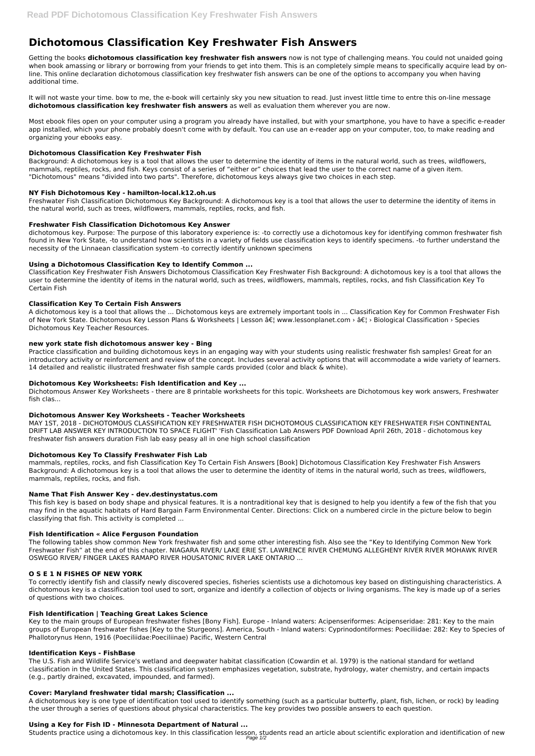# Dichotomous Classification Key Freshwater Fish Answers

Getting the books **dichotomous classification key freshwater fish answers** now is not type of challenging means. You could not unaided going when book amassing or library or borrowing from your friends to get into them. This is an completely simple means to specifically acquire lead by on-line. This online declaration dichotomous classification key freshwater fish answers can be one of the options to accompany you when having additional time.

It will not waste your time. bow to me, the e-book will certainly sky you new situation to read. Just invest little time to entre this on-line message **dichotomous classification key freshwater fish answers** as well as evaluation them wherever you are now.

Most ebook files open on your computer using a program you already have installed, but with your smartphone, you have to have a specific e-reader app installed, which your phone probably doesn't come with by default. You can use an e-reader app on your computer, too, to make reading and organizing your ebooks easy.

### Dichotomous Classification Key Freshwater Fish

Background: A dichotomous key is a tool that allows the user to determine the identity of items in the natural world, such as trees, wildflowers, mammals, reptiles, rocks, and fish. Keys consist of a series of "either or" choices that lead the user to the correct name of a given item. "Dichotomous" means "divided into two parts". Therefore, dichotomous keys always give two choices in each step.

### NY Fish Dichotomous Key - hamilton-local.k12.oh.us

Freshwater Fish Classification Dichotomous Key Background: A dichotomous key is a tool that allows the user to determine the identity of items in the natural world, such as trees, wildflowers, mammals, reptiles, rocks, and fish.

### Freshwater Fish Classification Dichotomous Key Answer

dichotomous key. Purpose: The purpose of this laboratory experience is: -to correctly use a dichotomous key for identifying common freshwater fish found in New York State, -to understand how scientists in a variety of fields use classification keys to identify specimens. -to further understand the necessity of the Linnaean classification system -to correctly identify unknown specimens

### Using a Dichotomous Classification Key to Identify Common ...

Classification Key Freshwater Fish Answers Dichotomous Classification Key Freshwater Fish Background: A dichotomous key is a tool that allows the user to determine the identity of items in the natural world, such as trees, wildflowers, mammals, reptiles, rocks, and fish Classification Key To Certain Fish

### Classification Key To Certain Fish Answers

A dichotomous key is a tool that allows the ... Dichotomous keys are extremely important tools in ... Classification Key for Common Freshwater Fish of New York State. Dichotomous Key Lesson Plans & Worksheets | Lesson â€¦ www.lessonplanet.com › â€¦ › Biological Classification › Species Dichotomous Key Teacher Resources.

### new york state fish dichotomous answer key - Bing

Practice classification and building dichotomous keys in an engaging way with your students using realistic freshwater fish samples! Great for an introductory activity or reinforcement and review of the concept. Includes several activity options that will accommodate a wide variety of learners. 14 detailed and realistic illustrated freshwater fish sample cards provided (color and black & white).

### Dichotomous Key Worksheets: Fish Identification and Key ...

Dichotomous Answer Key Worksheets - there are 8 printable worksheets for this topic. Worksheets are Dichotomous key work answers, Freshwater fish clas...

### Dichotomous Answer Key Worksheets - Teacher Worksheets

MAY 1ST, 2018 - DICHOTOMOUS CLASSIFICATION KEY FRESHWATER FISH DICHOTOMOUS CLASSIFICATION KEY FRESHWATER FISH CONTINENTAL DRIFT LAB ANSWER KEY INTRODUCTION TO SPACE FLIGHT' 'Fish Classification Lab Answers PDF Download April 26th, 2018 - dichotomous key freshwater fish answers duration Fish lab easy peasy all in one high school classification

### Dichotomous Key To Classify Freshwater Fish Lab

mammals, reptiles, rocks, and fish Classification Key To Certain Fish Answers [Book] Dichotomous Classification Key Freshwater Fish Answers Background: A dichotomous key is a tool that allows the user to determine the identity of items in the natural world, such as trees, wildflowers, mammals, reptiles, rocks, and fish.

### Name That Fish Answer Key - dev.destinystatus.com

This fish key is based on body shape and physical features. It is a nontraditional key that is designed to help you identify a few of the fish that you may find in the aquatic habitats of Hard Bargain Farm Environmental Center. Directions: Click on a numbered circle in the picture below to begin classifying that fish. This activity is completed ...

### Fish Identification « Alice Ferguson Foundation

The following tables show common New York freshwater fish and some other interesting fish. Also see the "Key to Identifying Common New York Freshwater Fish" at the end of this chapter. NIAGARA RIVER/ LAKE ERIE ST. LAWRENCE RIVER CHEMUNG ALLEGHENY RIVER RIVER MOHAWK RIVER OSWEGO RIVER/ FINGER LAKES RAMAPO RIVER HOUSATONIC RIVER LAKE ONTARIO ...

### O S E 1 N FISHES OF NEW YORK

To correctly identify fish and classify newly discovered species, fisheries scientists use a dichotomous key based on distinguishing characteristics. A dichotomous key is a classification tool used to sort, organize and identify a collection of objects or living organisms. The key is made up of a series of questions with two choices.

### Fish Identification | Teaching Great Lakes Science

Key to the main groups of European freshwater fishes [Bony Fish]. Europe - Inland waters: Acipenseriformes: Acipenseridae: 281: Key to the main groups of European freshwater fishes [Key to the Sturgeons]. America, South - Inland waters: Cyprinodontiformes: Poeciliidae: 282: Key to Species of Phallotorynus Henn, 1916 (Poeciliidae:Poeciliinae) Pacific, Western Central

### Identification Keys - FishBase

The U.S. Fish and Wildlife Service's wetland and deepwater habitat classification (Cowardin et al. 1979) is the national standard for wetland classification in the United States. This classification system emphasizes vegetation, substrate, hydrology, water chemistry, and certain impacts (e.g., partly drained, excavated, impounded, and farmed).

### Cover: Maryland freshwater tidal marsh; Classification ...

A dichotomous key is one type of identification tool used to identify something (such as a particular butterfly, plant, fish, lichen, or rock) by leading the user through a series of questions about physical characteristics. The key provides two possible answers to each question.

### Using a Key for Fish ID - Minnesota Department of Natural ...

Students practice using a dichotomous key. In this classification lesson, students read an article about scientific exploration and identification of new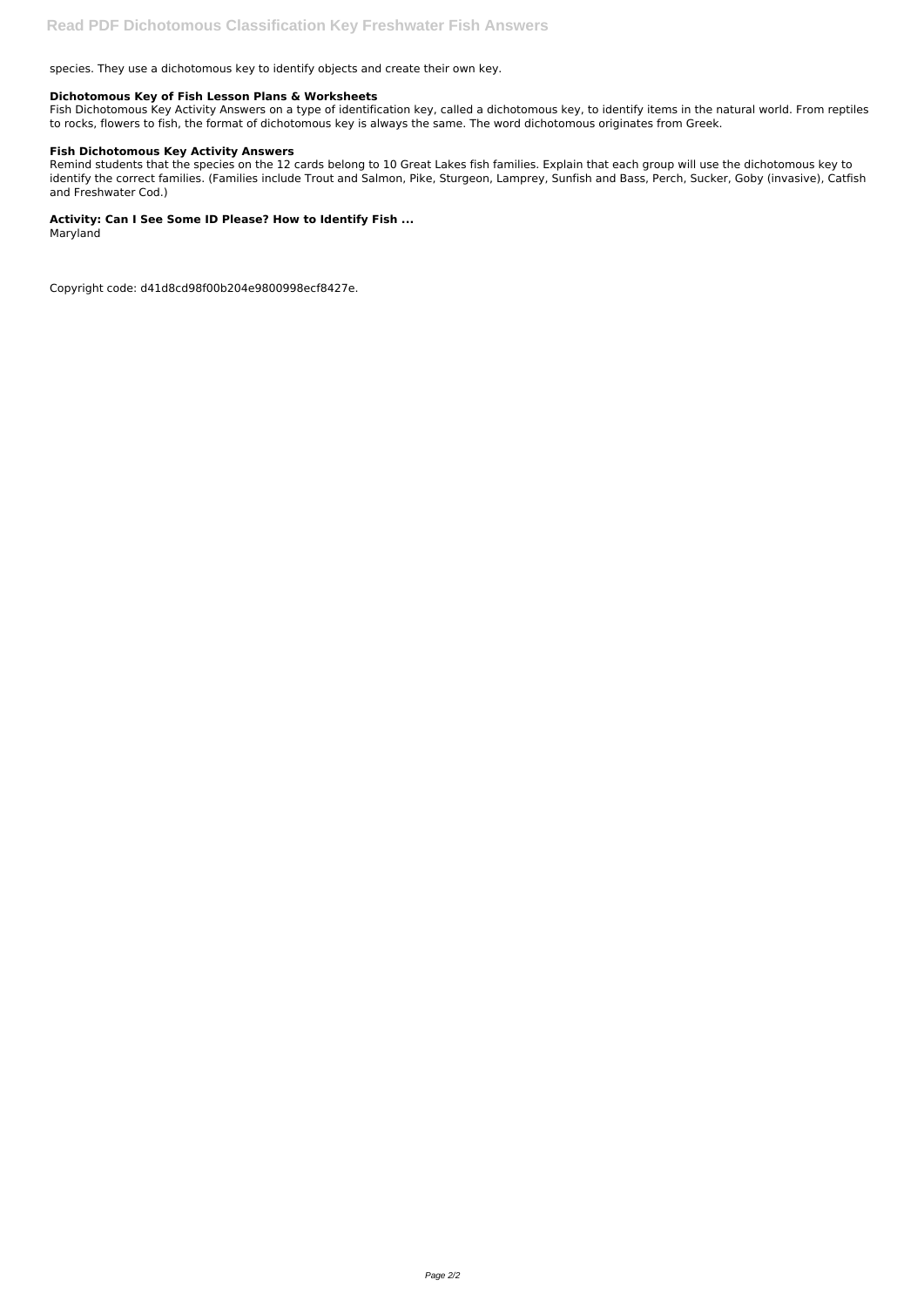species. They use a dichotomous key to identify objects and create their own key.

**Dichotomous Key of Fish Lesson Plans & Worksheets**

Fish Dichotomous Key Activity Answers on a type of identification key, called a dichotomous key, to identify items in the natural world. From reptiles to rocks, flowers to fish, the format of dichotomous key is always the same. The word dichotomous originates from Greek.

**Fish Dichotomous Key Activity Answers**

Remind students that the species on the 12 cards belong to 10 Great Lakes fish families. Explain that each group will use the dichotomous key to identify the correct families. (Families include Trout and Salmon, Pike, Sturgeon, Lamprey, Sunfish and Bass, Perch, Sucker, Goby (invasive), Catfish and Freshwater Cod.)

**Activity: Can I See Some ID Please? How to Identify Fish ...**

Maryland

Copyright code: d41d8cd98f00b204e9800998ecf8427e.